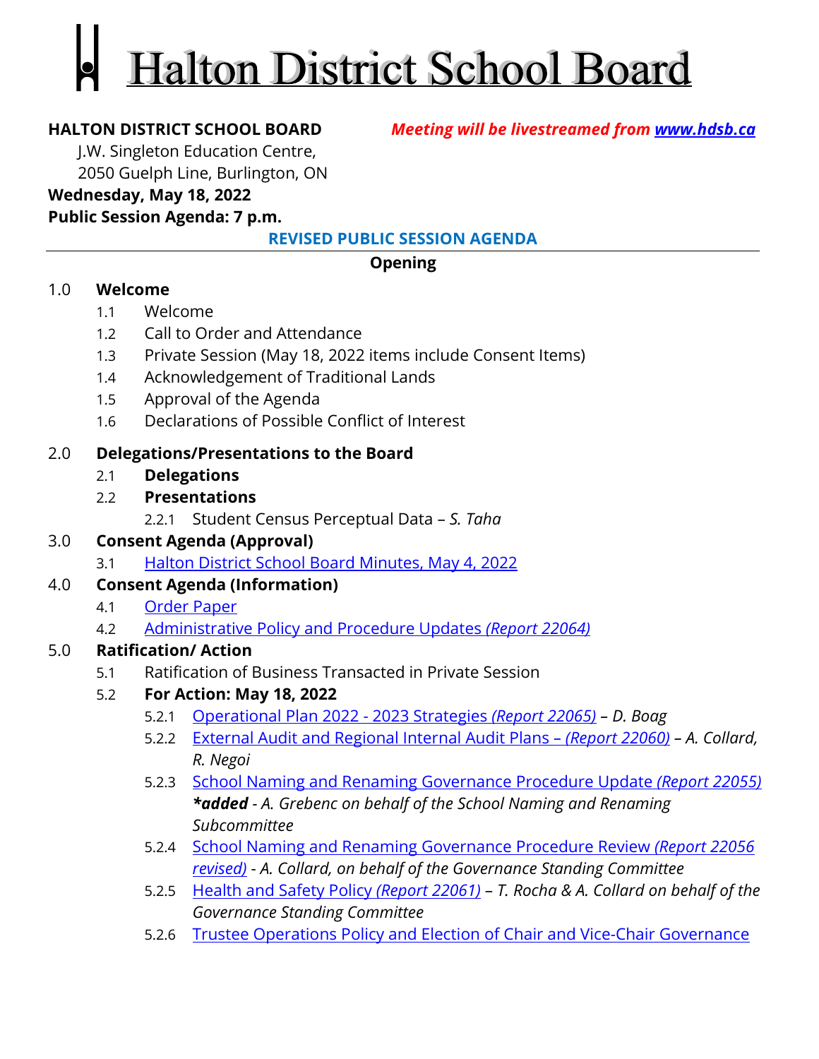# Halton District School Board

**HALTON DISTRICT SCHOOL BOARD** ***Meeting will be livestreamed from [www.hdsb.ca](www.hdsb.ca)***

J.W. Singleton Education Centre,
2050 Guelph Line, Burlington, ON

**Wednesday, May 18, 2022**

**Public Session Agenda: 7 p.m.**

**REVISED PUBLIC SESSION AGENDA**

---

**Opening**

1.0 **Welcome**
- 1.1 Welcome
- 1.2 Call to Order and Attendance
- 1.3 Private Session (May 18, 2022 items include Consent Items)
- 1.4 Acknowledgement of Traditional Lands
- 1.5 Approval of the Agenda
- 1.6 Declarations of Possible Conflict of Interest

2.0 **Delegations/Presentations to the Board**
- 2.1 **Delegations**
- 2.2 **Presentations**
  - 2.2.1 Student Census Perceptual Data – *S. Taha*

3.0 **Consent Agenda (Approval)**
- 3.1 Halton District School Board Minutes, May 4, 2022

4.0 **Consent Agenda (Information)**
- 4.1 Order Paper
- 4.2 Administrative Policy and Procedure Updates *(Report 22064)*

5.0 **Ratification/ Action**
- 5.1 Ratification of Business Transacted in Private Session
- 5.2 **For Action: May 18, 2022**
  - 5.2.1 Operational Plan 2022 - 2023 Strategies *(Report 22065)* – *D. Boag*
  - 5.2.2 External Audit and Regional Internal Audit Plans – *(Report 22060)* – *A. Collard, R. Negoi*
  - 5.2.3 School Naming and Renaming Governance Procedure Update *(Report 22055)* ***\*added*** *- A. Grebenc on behalf of the School Naming and Renaming Subcommittee*
  - 5.2.4 School Naming and Renaming Governance Procedure Review *(Report 22056 revised)* *- A. Collard, on behalf of the Governance Standing Committee*
  - 5.2.5 Health and Safety Policy *(Report 22061)* – *T. Rocha & A. Collard on behalf of the Governance Standing Committee*
  - 5.2.6 Trustee Operations Policy and Election of Chair and Vice-Chair Governance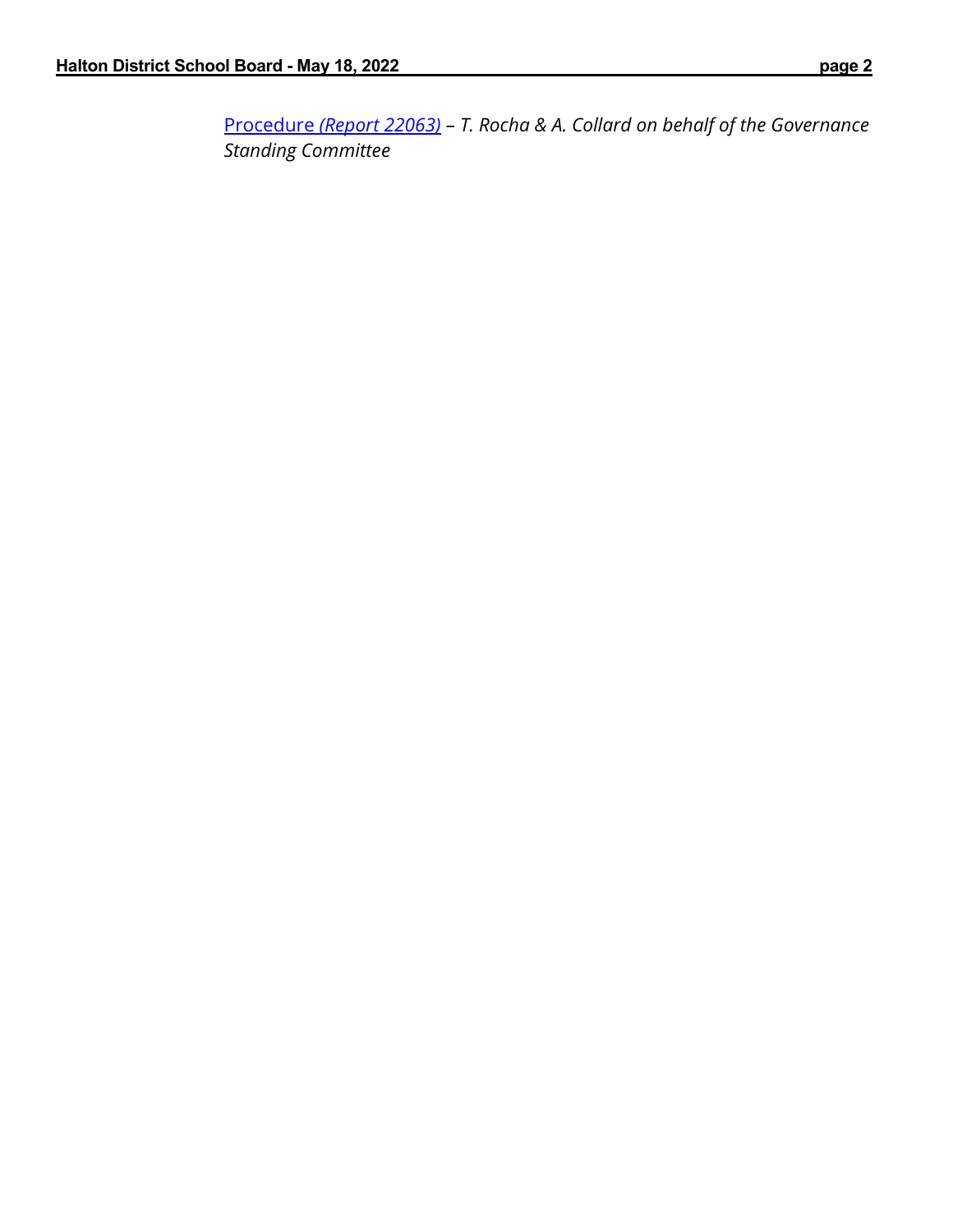Procedure *(Report 22063)* – *T. Rocha & A. Collard on behalf of the Governance Standing Committee*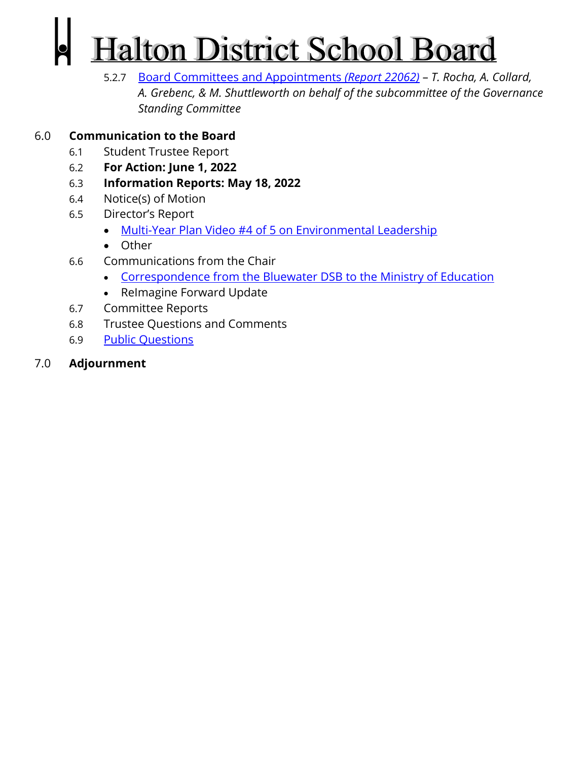# Halton District School Board

5.2.7 Board Committees and Appointments *(Report 22062)* – *T. Rocha, A. Collard, A. Grebenc, & M. Shuttleworth on behalf of the subcommittee of the Governance Standing Committee*

6.0 **Communication to the Board**

6.1 Student Trustee Report

6.2 **For Action: June 1, 2022**

6.3 **Information Reports: May 18, 2022**

6.4 Notice(s) of Motion

6.5 Director's Report

- Multi-Year Plan Video #4 of 5 on Environmental Leadership
- Other

6.6 Communications from the Chair

- Correspondence from the Bluewater DSB to the Ministry of Education
- ReImagine Forward Update

6.7 Committee Reports

6.8 Trustee Questions and Comments

6.9 Public Questions

7.0 **Adjournment**